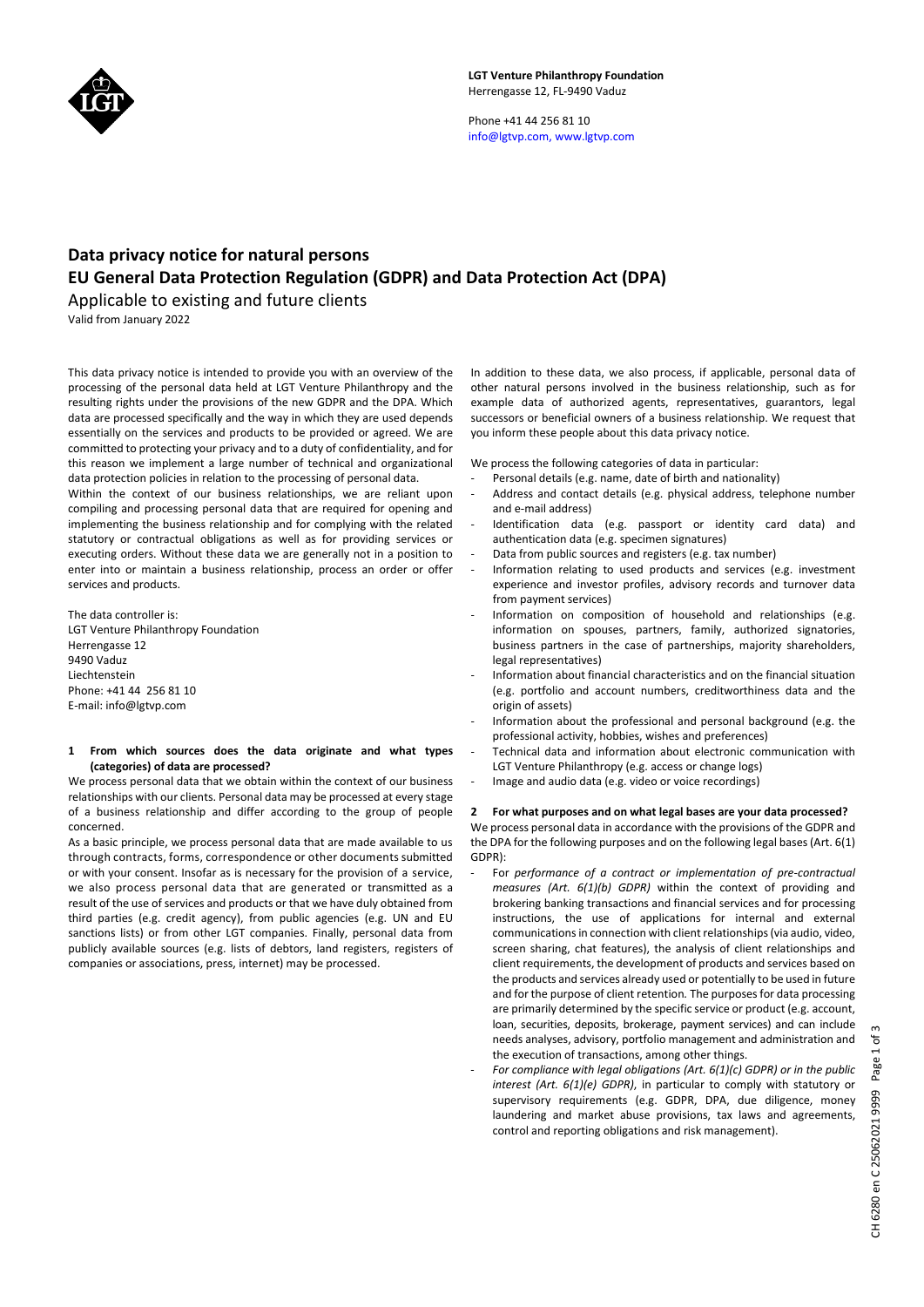**LGT Venture Philanthropy Foundation**
Herrengasse 12, FL-9490 Vaduz

Phone +41 44 256 81 10
info@lgtvp.com, www.lgtvp.com

# Data privacy notice for natural persons
# EU General Data Protection Regulation (GDPR) and Data Protection Act (DPA)

Applicable to existing and future clients

Valid from January 2022

This data privacy notice is intended to provide you with an overview of the processing of the personal data held at LGT Venture Philanthropy and the resulting rights under the provisions of the new GDPR and the DPA. Which data are processed specifically and the way in which they are used depends essentially on the services and products to be provided or agreed. We are committed to protecting your privacy and to a duty of confidentiality, and for this reason we implement a large number of technical and organizational data protection policies in relation to the processing of personal data.

Within the context of our business relationships, we are reliant upon compiling and processing personal data that are required for opening and implementing the business relationship and for complying with the related statutory or contractual obligations as well as for providing services or executing orders. Without these data we are generally not in a position to enter into or maintain a business relationship, process an order or offer services and products.

The data controller is:
LGT Venture Philanthropy Foundation
Herrengasse 12
9490 Vaduz
Liechtenstein
Phone: +41 44 256 81 10
E-mail: info@lgtvp.com

## 1 From which sources does the data originate and what types (categories) of data are processed?

We process personal data that we obtain within the context of our business relationships with our clients. Personal data may be processed at every stage of a business relationship and differ according to the group of people concerned.

As a basic principle, we process personal data that are made available to us through contracts, forms, correspondence or other documents submitted or with your consent. Insofar as is necessary for the provision of a service, we also process personal data that are generated or transmitted as a result of the use of services and products or that we have duly obtained from third parties (e.g. credit agency), from public agencies (e.g. UN and EU sanctions lists) or from other LGT companies. Finally, personal data from publicly available sources (e.g. lists of debtors, land registers, registers of companies or associations, press, internet) may be processed.

In addition to these data, we also process, if applicable, personal data of other natural persons involved in the business relationship, such as for example data of authorized agents, representatives, guarantors, legal successors or beneficial owners of a business relationship. We request that you inform these people about this data privacy notice.

We process the following categories of data in particular:

- Personal details (e.g. name, date of birth and nationality)
- Address and contact details (e.g. physical address, telephone number and e-mail address)
- Identification data (e.g. passport or identity card data) and authentication data (e.g. specimen signatures)
- Data from public sources and registers (e.g. tax number)
- Information relating to used products and services (e.g. investment experience and investor profiles, advisory records and turnover data from payment services)
- Information on composition of household and relationships (e.g. information on spouses, partners, family, authorized signatories, business partners in the case of partnerships, majority shareholders, legal representatives)
- Information about financial characteristics and on the financial situation (e.g. portfolio and account numbers, creditworthiness data and the origin of assets)
- Information about the professional and personal background (e.g. the professional activity, hobbies, wishes and preferences)
- Technical data and information about electronic communication with LGT Venture Philanthropy (e.g. access or change logs)
- Image and audio data (e.g. video or voice recordings)

## 2 For what purposes and on what legal bases are your data processed?

We process personal data in accordance with the provisions of the GDPR and the DPA for the following purposes and on the following legal bases (Art. 6(1) GDPR):

- For *performance of a contract or implementation of pre-contractual measures (Art. 6(1)(b) GDPR)* within the context of providing and brokering banking transactions and financial services and for processing instructions, the use of applications for internal and external communications in connection with client relationships (via audio, video, screen sharing, chat features), the analysis of client relationships and client requirements, the development of products and services based on the products and services already used or potentially to be used in future and for the purpose of client retention. The purposes for data processing are primarily determined by the specific service or product (e.g. account, loan, securities, deposits, brokerage, payment services) and can include needs analyses, advisory, portfolio management and administration and the execution of transactions, among other things.
- *For compliance with legal obligations (Art. 6(1)(c) GDPR) or in the public interest (Art. 6(1)(e) GDPR)*, in particular to comply with statutory or supervisory requirements (e.g. GDPR, DPA, due diligence, money laundering and market abuse provisions, tax laws and agreements, control and reporting obligations and risk management).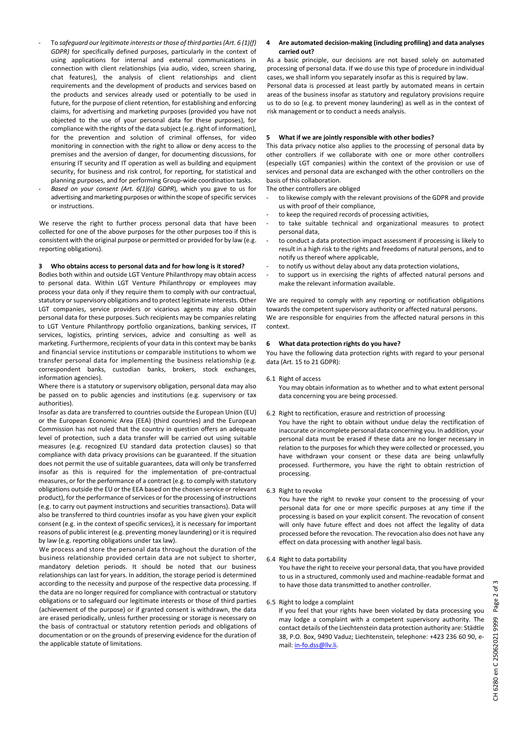- To *safeguard our legitimate interests or those of third parties (Art. 6 (1)(f) GDPR)* for specifically defined purposes, particularly in the context of using applications for internal and external communications in connection with client relationships (via audio, video, screen sharing, chat features), the analysis of client relationships and client requirements and the development of products and services based on the products and services already used or potentially to be used in future, for the purpose of client retention, for establishing and enforcing claims, for advertising and marketing purposes (provided you have not objected to the use of your personal data for these purposes), for compliance with the rights of the data subject (e.g. right of information), for the prevention and solution of criminal offenses, for video monitoring in connection with the right to allow or deny access to the premises and the aversion of danger, for documenting discussions, for ensuring IT security and IT operation as well as building and equipment security, for business and risk control, for reporting, for statistical and planning purposes, and for performing Group-wide coordination tasks.
- *Based on your consent (Art. 6(1)(a) GDPR*), which you gave to us for advertising and marketing purposes or within the scope of specific services or instructions.

We reserve the right to further process personal data that have been collected for one of the above purposes for the other purposes too if this is consistent with the original purpose or permitted or provided for by law (e.g. reporting obligations).

## 3 Who obtains access to personal data and for how long is it stored?

Bodies both within and outside LGT Venture Philanthropy may obtain access to personal data. Within LGT Venture Philanthropy or employees may process your data only if they require them to comply with our contractual, statutory or supervisory obligations and to protect legitimate interests. Other LGT companies, service providers or vicarious agents may also obtain personal data for these purposes. Such recipients may be companies relating to LGT Venture Philanthropy portfolio organizations, banking services, IT services, logistics, printing services, advice and consulting as well as marketing. Furthermore, recipients of your data in this context may be banks and financial service institutions or comparable institutions to whom we transfer personal data for implementing the business relationship (e.g. correspondent banks, custodian banks, brokers, stock exchanges, information agencies).

Where there is a statutory or supervisory obligation, personal data may also be passed on to public agencies and institutions (e.g. supervisory or tax authorities).

Insofar as data are transferred to countries outside the European Union (EU) or the European Economic Area (EEA) (third countries) and the European Commission has not ruled that the country in question offers an adequate level of protection, such a data transfer will be carried out using suitable measures (e.g. recognized EU standard data protection clauses) so that compliance with data privacy provisions can be guaranteed. If the situation does not permit the use of suitable guarantees, data will only be transferred insofar as this is required for the implementation of pre-contractual measures, or for the performance of a contract (e.g. to comply with statutory obligations outside the EU or the EEA based on the chosen service or relevant product), for the performance of services or for the processing of instructions (e.g. to carry out payment instructions and securities transactions). Data will also be transferred to third countries insofar as you have given your explicit consent (e.g. in the context of specific services), it is necessary for important reasons of public interest (e.g. preventing money laundering) or it is required by law (e.g. reporting obligations under tax law).

We process and store the personal data throughout the duration of the business relationship provided certain data are not subject to shorter, mandatory deletion periods. It should be noted that our business relationships can last for years. In addition, the storage period is determined according to the necessity and purpose of the respective data processing. If the data are no longer required for compliance with contractual or statutory obligations or to safeguard our legitimate interests or those of third parties (achievement of the purpose) or if granted consent is withdrawn, the data are erased periodically, unless further processing or storage is necessary on the basis of contractual or statutory retention periods and obligations of documentation or on the grounds of preserving evidence for the duration of the applicable statute of limitations.

## 4 Are automated decision-making (including profiling) and data analyses carried out?

As a basic principle, our decisions are not based solely on automated processing of personal data. If we do use this type of procedure in individual cases, we shall inform you separately insofar as this is required by law.
Personal data is processed at least partly by automated means in certain areas of the business insofar as statutory and regulatory provisions require us to do so (e.g. to prevent money laundering) as well as in the context of risk management or to conduct a needs analysis.

## 5 What if we are jointly responsible with other bodies?

This data privacy notice also applies to the processing of personal data by other controllers if we collaborate with one or more other controllers (especially LGT companies) within the context of the provision or use of services and personal data are exchanged with the other controllers on the basis of this collaboration.

The other controllers are obliged

- to likewise comply with the relevant provisions of the GDPR and provide us with proof of their compliance,
- to keep the required records of processing activities,
- to take suitable technical and organizational measures to protect personal data,
- to conduct a data protection impact assessment if processing is likely to result in a high risk to the rights and freedoms of natural persons, and to notify us thereof where applicable,
- to notify us without delay about any data protection violations,
- to support us in exercising the rights of affected natural persons and make the relevant information available.

We are required to comply with any reporting or notification obligations towards the competent supervisory authority or affected natural persons.
We are responsible for enquiries from the affected natural persons in this context.

## 6 What data protection rights do you have?

You have the following data protection rights with regard to your personal data (Art. 15 to 21 GDPR):

6.1 Right of access

You may obtain information as to whether and to what extent personal data concerning you are being processed.

6.2 Right to rectification, erasure and restriction of processing

You have the right to obtain without undue delay the rectification of inaccurate or incomplete personal data concerning you. In addition, your personal data must be erased if these data are no longer necessary in relation to the purposes for which they were collected or processed, you have withdrawn your consent or these data are being unlawfully processed. Furthermore, you have the right to obtain restriction of processing.

6.3 Right to revoke

You have the right to revoke your consent to the processing of your personal data for one or more specific purposes at any time if the processing is based on your explicit consent. The revocation of consent will only have future effect and does not affect the legality of data processed before the revocation. The revocation also does not have any effect on data processing with another legal basis.

6.4 Right to data portability

You have the right to receive your personal data, that you have provided to us in a structured, commonly used and machine-readable format and to have those data transmitted to another controller.

6.5 Right to lodge a complaint

If you feel that your rights have been violated by data processing you may lodge a complaint with a competent supervisory authority. The contact details of the Liechtenstein data protection authority are: Städtle 38, P.O. Box, 9490 Vaduz; Liechtenstein, telephone: +423 236 60 90, e-mail: in-fo.dss@llv.li.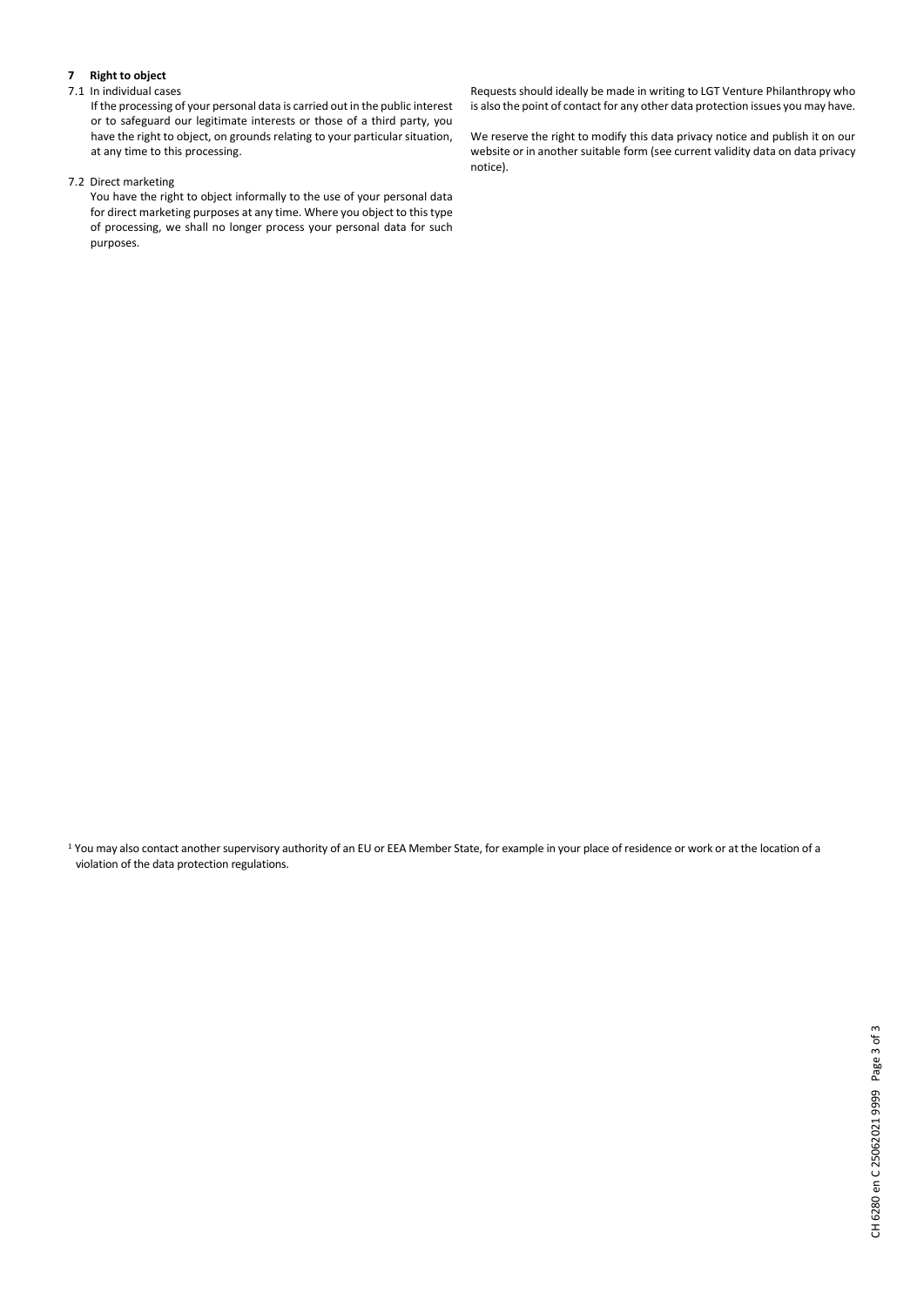## 7 Right to object

7.1 In individual cases

If the processing of your personal data is carried out in the public interest or to safeguard our legitimate interests or those of a third party, you have the right to object, on grounds relating to your particular situation, at any time to this processing.

7.2 Direct marketing

You have the right to object informally to the use of your personal data for direct marketing purposes at any time. Where you object to this type of processing, we shall no longer process your personal data for such purposes.

Requests should ideally be made in writing to LGT Venture Philanthropy who is also the point of contact for any other data protection issues you may have.

We reserve the right to modify this data privacy notice and publish it on our website or in another suitable form (see current validity data on data privacy notice).

[1] You may also contact another supervisory authority of an EU or EEA Member State, for example in your place of residence or work or at the location of a violation of the data protection regulations.